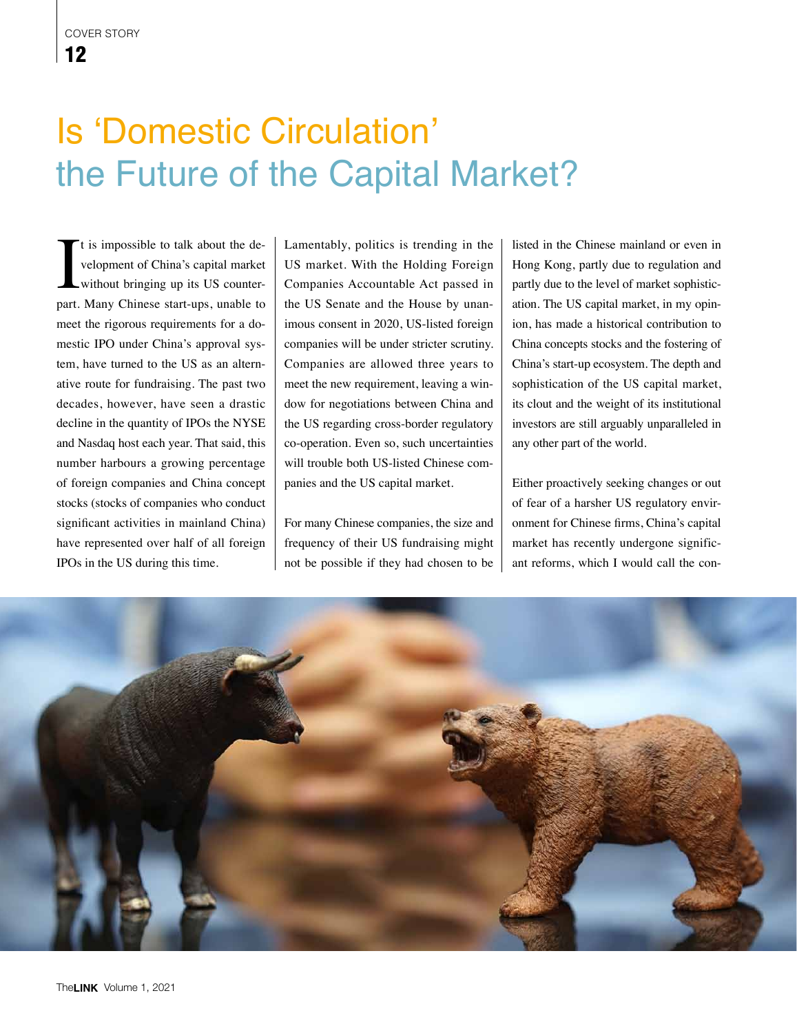# Is 'Domestic Circulation' the Future of the Capital Market?

It is impossible to talk about the development of China's capital market without bringing up its US counterpart. Many Chinese start-ups, unable to meet the rigorous requirements for a domestic IPO under China's approval system, have turned to the US as an alternative route for fundraising. The past two decades, however, have seen a drastic decline in the quantity of IPOs the NYSE and Nasdaq host each year. That said, this number harbours a growing percentage of foreign companies and China concept stocks (stocks of companies who conduct significant activities in mainland China) have represented over half of all foreign IPOs in the US during this time.

Lamentably, politics is trending in the US market. With the Holding Foreign Companies Accountable Act passed in the US Senate and the House by unanimous consent in 2020, US-listed foreign companies will be under stricter scrutiny. Companies are allowed three years to meet the new requirement, leaving a window for negotiations between China and the US regarding cross-border regulatory co-operation. Even so, such uncertainties will trouble both US-listed Chinese companies and the US capital market.

For many Chinese companies, the size and frequency of their US fundraising might not be possible if they had chosen to be listed in the Chinese mainland or even in Hong Kong, partly due to regulation and partly due to the level of market sophistication. The US capital market, in my opinion, has made a historical contribution to China concepts stocks and the fostering of China's start-up ecosystem. The depth and sophistication of the US capital market, its clout and the weight of its institutional investors are still arguably unparalleled in any other part of the world.

Either proactively seeking changes or out of fear of a harsher US regulatory environment for Chinese firms, China's capital market has recently undergone significant reforms, which I would call the con-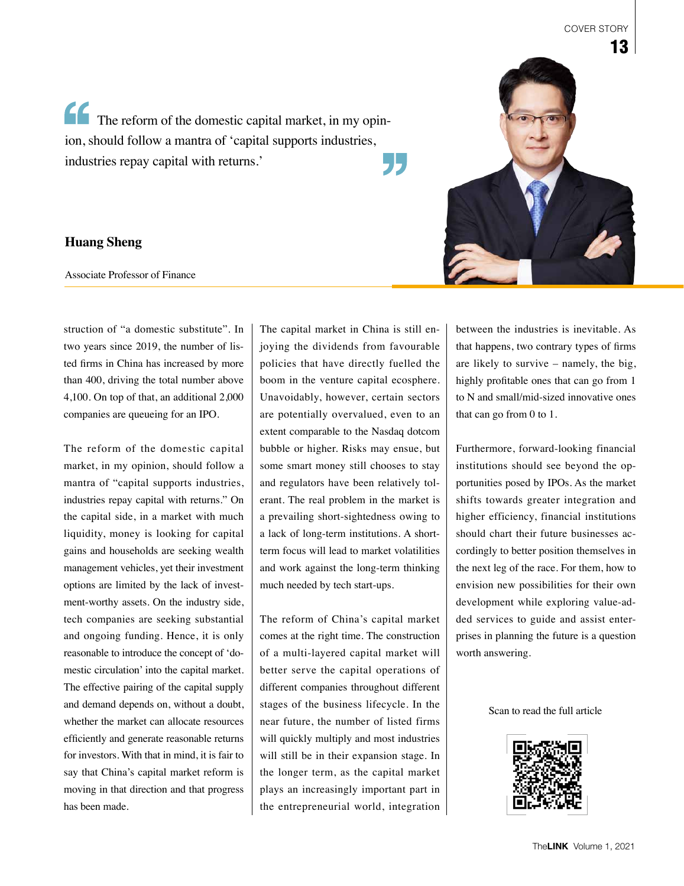> The reform of the domestic capital market, in my opinion, should follow a mantra of 'capital supports industries, industries repay capital with returns.'

**Huang Sheng**

Associate Professor of Finance

struction of "a domestic substitute". In two years since 2019, the number of listed firms in China has increased by more than 400, driving the total number above 4,100. On top of that, an additional 2,000 companies are queueing for an IPO.

The reform of the domestic capital market, in my opinion, should follow a mantra of "capital supports industries, industries repay capital with returns." On the capital side, in a market with much liquidity, money is looking for capital gains and households are seeking wealth management vehicles, yet their investment options are limited by the lack of investment-worthy assets. On the industry side, tech companies are seeking substantial and ongoing funding. Hence, it is only reasonable to introduce the concept of 'domestic circulation' into the capital market. The effective pairing of the capital supply and demand depends on, without a doubt, whether the market can allocate resources efficiently and generate reasonable returns for investors. With that in mind, it is fair to say that China's capital market reform is moving in that direction and that progress has been made.

The capital market in China is still enjoying the dividends from favourable policies that have directly fuelled the boom in the venture capital ecosphere. Unavoidably, however, certain sectors are potentially overvalued, even to an extent comparable to the Nasdaq dotcom bubble or higher. Risks may ensue, but some smart money still chooses to stay and regulators have been relatively tolerant. The real problem in the market is a prevailing short-sightedness owing to a lack of long-term institutions. A short-term focus will lead to market volatilities and work against the long-term thinking much needed by tech start-ups.

The reform of China's capital market comes at the right time. The construction of a multi-layered capital market will better serve the capital operations of different companies throughout different stages of the business lifecycle. In the near future, the number of listed firms will quickly multiply and most industries will still be in their expansion stage. In the longer term, as the capital market plays an increasingly important part in the entrepreneurial world, integration between the industries is inevitable. As that happens, two contrary types of firms are likely to survive – namely, the big, highly profitable ones that can go from 1 to N and small/mid-sized innovative ones that can go from 0 to 1.

Furthermore, forward-looking financial institutions should see beyond the opportunities posed by IPOs. As the market shifts towards greater integration and higher efficiency, financial institutions should chart their future businesses accordingly to better position themselves in the next leg of the race. For them, how to envision new possibilities for their own development while exploring value-added services to guide and assist enterprises in planning the future is a question worth answering.

Scan to read the full article